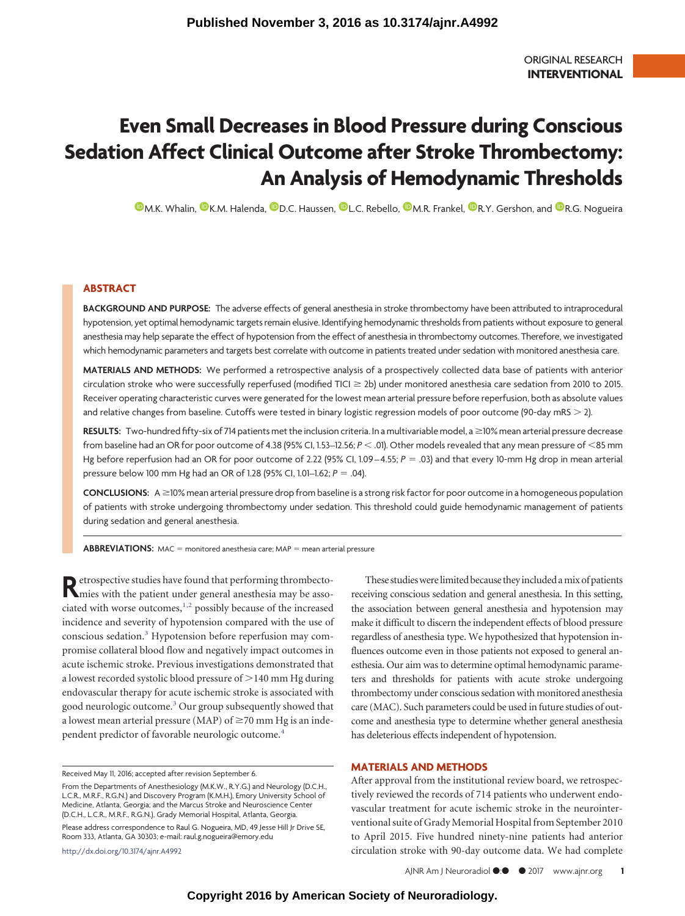ORIGINAL RESEARCH
**INTERVENTIONAL**

# Even Small Decreases in Blood Pressure during Conscious Sedation Affect Clinical Outcome after Stroke Thrombectomy: An Analysis of Hemodynamic Thresholds

M.K. Whalin, K.M. Halenda, D.C. Haussen, L.C. Rebello, M.R. Frankel, R.Y. Gershon, and R.G. Nogueira

## ABSTRACT

**BACKGROUND AND PURPOSE:** The adverse effects of general anesthesia in stroke thrombectomy have been attributed to intraprocedural hypotension, yet optimal hemodynamic targets remain elusive. Identifying hemodynamic thresholds from patients without exposure to general anesthesia may help separate the effect of hypotension from the effect of anesthesia in thrombectomy outcomes. Therefore, we investigated which hemodynamic parameters and targets best correlate with outcome in patients treated under sedation with monitored anesthesia care.

**MATERIALS AND METHODS:** We performed a retrospective analysis of a prospectively collected data base of patients with anterior circulation stroke who were successfully reperfused (modified TICI ≥ 2b) under monitored anesthesia care sedation from 2010 to 2015. Receiver operating characteristic curves were generated for the lowest mean arterial pressure before reperfusion, both as absolute values and relative changes from baseline. Cutoffs were tested in binary logistic regression models of poor outcome (90-day mRS > 2).

**RESULTS:** Two-hundred fifty-six of 714 patients met the inclusion criteria. In a multivariable model, a ≥10% mean arterial pressure decrease from baseline had an OR for poor outcome of 4.38 (95% CI, 1.53–12.56; $P < .01$). Other models revealed that any mean pressure of <85 mm Hg before reperfusion had an OR for poor outcome of 2.22 (95% CI, 1.09–4.55; $P = .03$) and that every 10-mm Hg drop in mean arterial pressure below 100 mm Hg had an OR of 1.28 (95% CI, 1.01–1.62; $P = .04$).

**CONCLUSIONS:** A ≥10% mean arterial pressure drop from baseline is a strong risk factor for poor outcome in a homogeneous population of patients with stroke undergoing thrombectomy under sedation. This threshold could guide hemodynamic management of patients during sedation and general anesthesia.

**ABBREVIATIONS:** MAC = monitored anesthesia care; MAP = mean arterial pressure

Retrospective studies have found that performing thrombectomies with the patient under general anesthesia may be associated with worse outcomes,[1,2] possibly because of the increased incidence and severity of hypotension compared with the use of conscious sedation.[3] Hypotension before reperfusion may compromise collateral blood flow and negatively impact outcomes in acute ischemic stroke. Previous investigations demonstrated that a lowest recorded systolic blood pressure of >140 mm Hg during endovascular therapy for acute ischemic stroke is associated with good neurologic outcome.[3] Our group subsequently showed that a lowest mean arterial pressure (MAP) of ≥70 mm Hg is an independent predictor of favorable neurologic outcome.[4]

These studies were limited because they included a mix of patients receiving conscious sedation and general anesthesia. In this setting, the association between general anesthesia and hypotension may make it difficult to discern the independent effects of blood pressure regardless of anesthesia type. We hypothesized that hypotension influences outcome even in those patients not exposed to general anesthesia. Our aim was to determine optimal hemodynamic parameters and thresholds for patients with acute stroke undergoing thrombectomy under conscious sedation with monitored anesthesia care (MAC). Such parameters could be used in future studies of outcome and anesthesia type to determine whether general anesthesia has deleterious effects independent of hypotension.

## MATERIALS AND METHODS

After approval from the institutional review board, we retrospectively reviewed the records of 714 patients who underwent endovascular treatment for acute ischemic stroke in the neurointerventional suite of Grady Memorial Hospital from September 2010 to April 2015. Five hundred ninety-nine patients had anterior circulation stroke with 90-day outcome data. We had complete

Received May 11, 2016; accepted after revision September 6.

From the Departments of Anesthesiology (M.K.W., R.Y.G.) and Neurology (D.C.H., L.C.R., M.R.F., R.G.N.) and Discovery Program (K.M.H.), Emory University School of Medicine, Atlanta, Georgia; and the Marcus Stroke and Neuroscience Center (D.C.H., L.C.R., M.R.F., R.G.N.), Grady Memorial Hospital, Atlanta, Georgia.

Please address correspondence to Raul G. Nogueira, MD, 49 Jesse Hill Jr Drive SE, Room 333, Atlanta, GA 30303; e-mail: raul.g.nogueira@emory.edu

http://dx.doi.org/10.3174/ajnr.A4992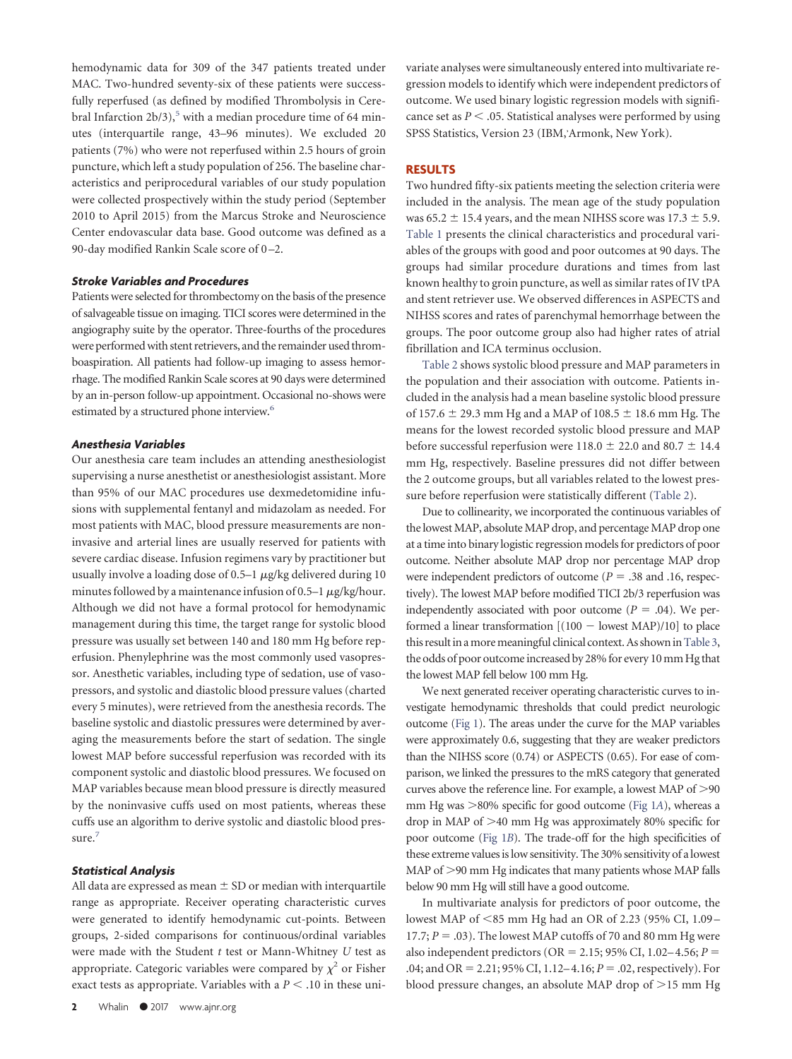hemodynamic data for 309 of the 347 patients treated under MAC. Two-hundred seventy-six of these patients were successfully reperfused (as defined by modified Thrombolysis in Cerebral Infarction 2b/3),[5] with a median procedure time of 64 minutes (interquartile range, 43–96 minutes). We excluded 20 patients (7%) who were not reperfused within 2.5 hours of groin puncture, which left a study population of 256. The baseline characteristics and periprocedural variables of our study population were collected prospectively within the study period (September 2010 to April 2015) from the Marcus Stroke and Neuroscience Center endovascular data base. Good outcome was defined as a 90-day modified Rankin Scale score of 0–2.

### Stroke Variables and Procedures

Patients were selected for thrombectomy on the basis of the presence of salvageable tissue on imaging. TICI scores were determined in the angiography suite by the operator. Three-fourths of the procedures were performed with stent retrievers, and the remainder used thromboaspiration. All patients had follow-up imaging to assess hemorrhage. The modified Rankin Scale scores at 90 days were determined by an in-person follow-up appointment. Occasional no-shows were estimated by a structured phone interview.[6]

### Anesthesia Variables

Our anesthesia care team includes an attending anesthesiologist supervising a nurse anesthetist or anesthesiologist assistant. More than 95% of our MAC procedures use dexmedetomidine infusions with supplemental fentanyl and midazolam as needed. For most patients with MAC, blood pressure measurements are noninvasive and arterial lines are usually reserved for patients with severe cardiac disease. Infusion regimens vary by practitioner but usually involve a loading dose of 0.5–1 $\mu$g/kg delivered during 10 minutes followed by a maintenance infusion of 0.5–1 $\mu$g/kg/hour. Although we did not have a formal protocol for hemodynamic management during this time, the target range for systolic blood pressure was usually set between 140 and 180 mm Hg before reperfusion. Phenylephrine was the most commonly used vasopressor. Anesthetic variables, including type of sedation, use of vasopressors, and systolic and diastolic blood pressure values (charted every 5 minutes), were retrieved from the anesthesia records. The baseline systolic and diastolic pressures were determined by averaging the measurements before the start of sedation. The single lowest MAP before successful reperfusion was recorded with its component systolic and diastolic blood pressures. We focused on MAP variables because mean blood pressure is directly measured by the noninvasive cuffs used on most patients, whereas these cuffs use an algorithm to derive systolic and diastolic blood pressure.[7]

### Statistical Analysis

All data are expressed as mean ± SD or median with interquartile range as appropriate. Receiver operating characteristic curves were generated to identify hemodynamic cut-points. Between groups, 2-sided comparisons for continuous/ordinal variables were made with the Student *t* test or Mann-Whitney *U* test as appropriate. Categoric variables were compared by $\chi^2$ or Fisher exact tests as appropriate. Variables with a $P < .10$ in these univariate analyses were simultaneously entered into multivariate regression models to identify which were independent predictors of outcome. We used binary logistic regression models with significance set as $P < .05$. Statistical analyses were performed by using SPSS Statistics, Version 23 (IBM, Armonk, New York).

## RESULTS

Two hundred fifty-six patients meeting the selection criteria were included in the analysis. The mean age of the study population was 65.2 ± 15.4 years, and the mean NIHSS score was 17.3 ± 5.9. Table 1 presents the clinical characteristics and procedural variables of the groups with good and poor outcomes at 90 days. The groups had similar procedure durations and times from last known healthy to groin puncture, as well as similar rates of IV tPA and stent retriever use. We observed differences in ASPECTS and NIHSS scores and rates of parenchymal hemorrhage between the groups. The poor outcome group also had higher rates of atrial fibrillation and ICA terminus occlusion.

Table 2 shows systolic blood pressure and MAP parameters in the population and their association with outcome. Patients included in the analysis had a mean baseline systolic blood pressure of 157.6 ± 29.3 mm Hg and a MAP of 108.5 ± 18.6 mm Hg. The means for the lowest recorded systolic blood pressure and MAP before successful reperfusion were 118.0 ± 22.0 and 80.7 ± 14.4 mm Hg, respectively. Baseline pressures did not differ between the 2 outcome groups, but all variables related to the lowest pressure before reperfusion were statistically different (Table 2).

Due to collinearity, we incorporated the continuous variables of the lowest MAP, absolute MAP drop, and percentage MAP drop one at a time into binary logistic regression models for predictors of poor outcome. Neither absolute MAP drop nor percentage MAP drop were independent predictors of outcome ($P = .38$ and .16, respectively). The lowest MAP before modified TICI 2b/3 reperfusion was independently associated with poor outcome ($P = .04$). We performed a linear transformation [(100 − lowest MAP)/10] to place this result in a more meaningful clinical context. As shown in Table 3, the odds of poor outcome increased by 28% for every 10 mm Hg that the lowest MAP fell below 100 mm Hg.

We next generated receiver operating characteristic curves to investigate hemodynamic thresholds that could predict neurologic outcome (Fig 1). The areas under the curve for the MAP variables were approximately 0.6, suggesting that they are weaker predictors than the NIHSS score (0.74) or ASPECTS (0.65). For ease of comparison, we linked the pressures to the mRS category that generated curves above the reference line. For example, a lowest MAP of >90 mm Hg was >80% specific for good outcome (Fig 1*A*), whereas a drop in MAP of >40 mm Hg was approximately 80% specific for poor outcome (Fig 1*B*). The trade-off for the high specificities of these extreme values is low sensitivity. The 30% sensitivity of a lowest MAP of >90 mm Hg indicates that many patients whose MAP falls below 90 mm Hg will still have a good outcome.

In multivariate analysis for predictors of poor outcome, the lowest MAP of <85 mm Hg had an OR of 2.23 (95% CI, 1.09–17.7; $P = .03$). The lowest MAP cutoffs of 70 and 80 mm Hg were also independent predictors (OR = 2.15; 95% CI, 1.02–4.56; $P = .04$; and OR = 2.21; 95% CI, 1.12–4.16; $P = .02$, respectively). For blood pressure changes, an absolute MAP drop of >15 mm Hg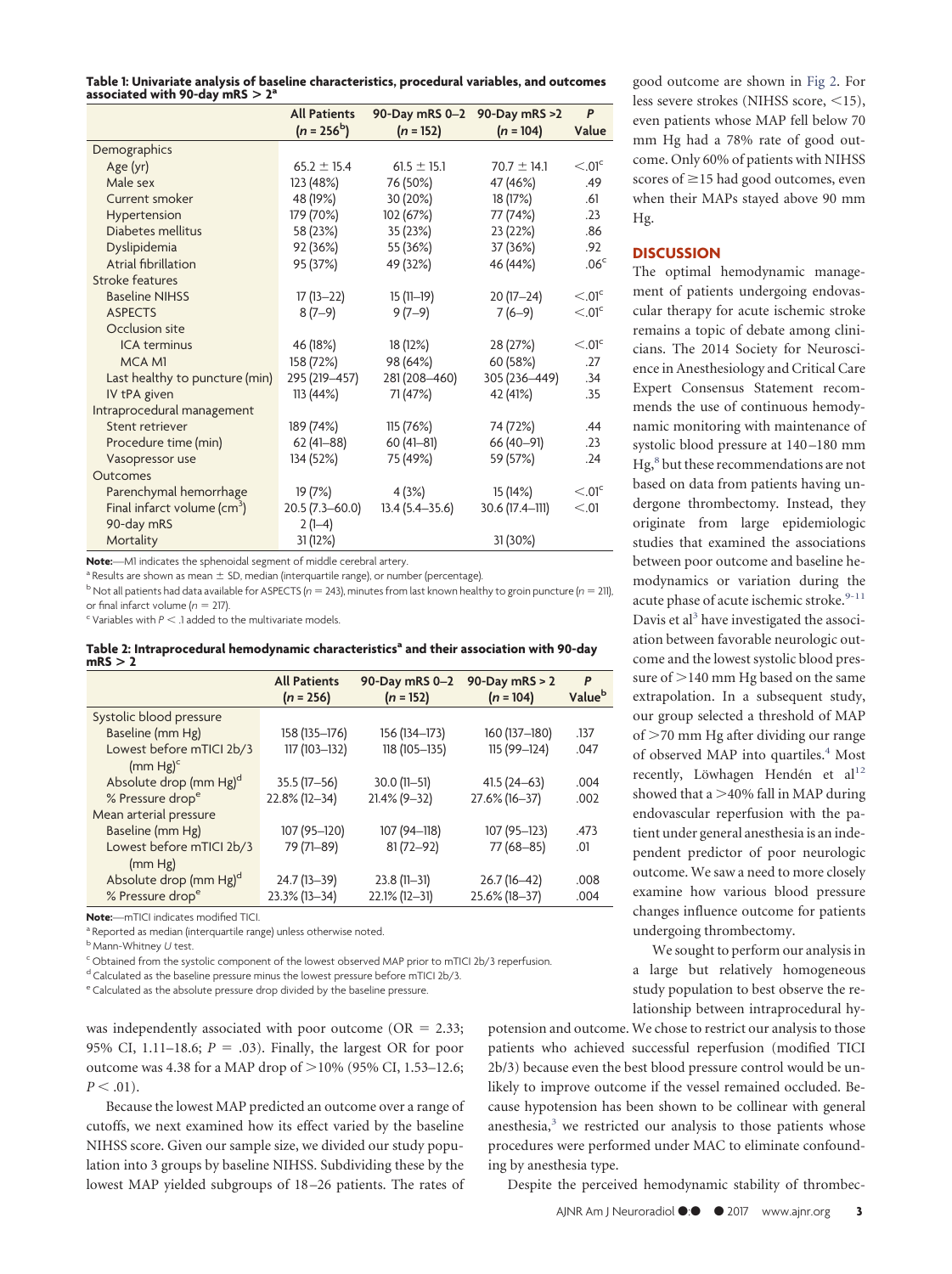**Table 1: Univariate analysis of baseline characteristics, procedural variables, and outcomes associated with 90-day mRS > 2[a]**

| | All Patients (n = 256[b]) | 90-Day mRS 0–2 (n = 152) | 90-Day mRS >2 (n = 104) | P Value |
|---|---|---|---|---|
| Demographics | | | | |
| Age (yr) | 65.2 ± 15.4 | 61.5 ± 15.1 | 70.7 ± 14.1 | <.01[c] |
| Male sex | 123 (48%) | 76 (50%) | 47 (46%) | .49 |
| Current smoker | 48 (19%) | 30 (20%) | 18 (17%) | .61 |
| Hypertension | 179 (70%) | 102 (67%) | 77 (74%) | .23 |
| Diabetes mellitus | 58 (23%) | 35 (23%) | 23 (22%) | .86 |
| Dyslipidemia | 92 (36%) | 55 (36%) | 37 (36%) | .92 |
| Atrial fibrillation | 95 (37%) | 49 (32%) | 46 (44%) | .06[c] |
| Stroke features | | | | |
| Baseline NIHSS | 17 (13–22) | 15 (11–19) | 20 (17–24) | <.01[c] |
| ASPECTS | 8 (7–9) | 9 (7–9) | 7 (6–9) | <.01[c] |
| Occlusion site | | | | |
| ICA terminus | 46 (18%) | 18 (12%) | 28 (27%) | <.01[c] |
| MCA M1 | 158 (72%) | 98 (64%) | 60 (58%) | .27 |
| Last healthy to puncture (min) | 295 (219–457) | 281 (208–460) | 305 (236–449) | .34 |
| IV tPA given | 113 (44%) | 71 (47%) | 42 (41%) | .35 |
| Intraprocedural management | | | | |
| Stent retriever | 189 (74%) | 115 (76%) | 74 (72%) | .44 |
| Procedure time (min) | 62 (41–88) | 60 (41–81) | 66 (40–91) | .23 |
| Vasopressor use | 134 (52%) | 75 (49%) | 59 (57%) | .24 |
| Outcomes | | | | |
| Parenchymal hemorrhage | 19 (7%) | 4 (3%) | 15 (14%) | <.01[c] |
| Final infarct volume ($cm^3$) | 20.5 (7.3–60.0) | 13.4 (5.4–35.6) | 30.6 (17.4–111) | <.01 |
| 90-day mRS | 2 (1–4) | | | |
| Mortality | 31 (12%) | | 31 (30%) | |

**Note:**—M1 indicates the sphenoidal segment of middle cerebral artery.

[a] Results are shown as mean ± SD, median (interquartile range), or number (percentage).

[b] Not all patients had data available for ASPECTS (n = 243), minutes from last known healthy to groin puncture (n = 211), or final infarct volume (n = 217).

[c] Variables with $P < .1$ added to the multivariate models.

**Table 2: Intraprocedural hemodynamic characteristics[a] and their association with 90-day mRS > 2**

| | All Patients (n = 256) | 90-Day mRS 0–2 (n = 152) | 90-Day mRS > 2 (n = 104) | P Value[b] |
|---|---|---|---|---|
| Systolic blood pressure | | | | |
| Baseline (mm Hg) | 158 (135–176) | 156 (134–173) | 160 (137–180) | .137 |
| Lowest before mTICI 2b/3 (mm Hg)[c] | 117 (103–132) | 118 (105–135) | 115 (99–124) | .047 |
| Absolute drop (mm Hg)[d] | 35.5 (17–56) | 30.0 (11–51) | 41.5 (24–63) | .004 |
| % Pressure drop[e] | 22.8% (12–34) | 21.4% (9–32) | 27.6% (16–37) | .002 |
| Mean arterial pressure | | | | |
| Baseline (mm Hg) | 107 (95–120) | 107 (94–118) | 107 (95–123) | .473 |
| Lowest before mTICI 2b/3 (mm Hg) | 79 (71–89) | 81 (72–92) | 77 (68–85) | .01 |
| Absolute drop (mm Hg)[d] | 24.7 (13–39) | 23.8 (11–31) | 26.7 (16–42) | .008 |
| % Pressure drop[e] | 23.3% (13–34) | 22.1% (12–31) | 25.6% (18–37) | .004 |

**Note:**—mTICI indicates modified TICI.

[a] Reported as median (interquartile range) unless otherwise noted.

[b] Mann-Whitney U test.

[c] Obtained from the systolic component of the lowest observed MAP prior to mTICI 2b/3 reperfusion.

[d] Calculated as the baseline pressure minus the lowest pressure before mTICI 2b/3.

[e] Calculated as the absolute pressure drop divided by the baseline pressure.

was independently associated with poor outcome (OR = 2.33; 95% CI, 1.11–18.6; $P = .03$). Finally, the largest OR for poor outcome was 4.38 for a MAP drop of >10% (95% CI, 1.53–12.6; $P < .01$).

Because the lowest MAP predicted an outcome over a range of cutoffs, we next examined how its effect varied by the baseline NIHSS score. Given our sample size, we divided our study population into 3 groups by baseline NIHSS. Subdividing these by the lowest MAP yielded subgroups of 18–26 patients. The rates of good outcome are shown in Fig 2. For less severe strokes (NIHSS score, <15), even patients whose MAP fell below 70 mm Hg had a 78% rate of good outcome. Only 60% of patients with NIHSS scores of ≥15 had good outcomes, even when their MAPs stayed above 90 mm Hg.

## DISCUSSION

The optimal hemodynamic management of patients undergoing endovascular therapy for acute ischemic stroke remains a topic of debate among clinicians. The 2014 Society for Neuroscience in Anesthesiology and Critical Care Expert Consensus Statement recommends the use of continuous hemodynamic monitoring with maintenance of systolic blood pressure at 140–180 mm Hg,[8] but these recommendations are not based on data from patients having undergone thrombectomy. Instead, they originate from large epidemiologic studies that examined the associations between poor outcome and baseline hemodynamics or variation during the acute phase of acute ischemic stroke.[9-11] Davis et al[3] have investigated the association between favorable neurologic outcome and the lowest systolic blood pressure of >140 mm Hg based on the same extrapolation. In a subsequent study, our group selected a threshold of MAP of >70 mm Hg after dividing our range of observed MAP into quartiles.[4] Most recently, Löwhagen Hendén et al[12] showed that a >40% fall in MAP during endovascular reperfusion with the patient under general anesthesia is an independent predictor of poor neurologic outcome. We saw a need to more closely examine how various blood pressure changes influence outcome for patients undergoing thrombectomy.

We sought to perform our analysis in a large but relatively homogeneous study population to best observe the relationship between intraprocedural hypotension and outcome. We chose to restrict our analysis to those patients who achieved successful reperfusion (modified TICI 2b/3) because even the best blood pressure control would be unlikely to improve outcome if the vessel remained occluded. Because hypotension has been shown to be collinear with general anesthesia,[3] we restricted our analysis to those patients whose procedures were performed under MAC to eliminate confounding by anesthesia type.

Despite the perceived hemodynamic stability of thrombec-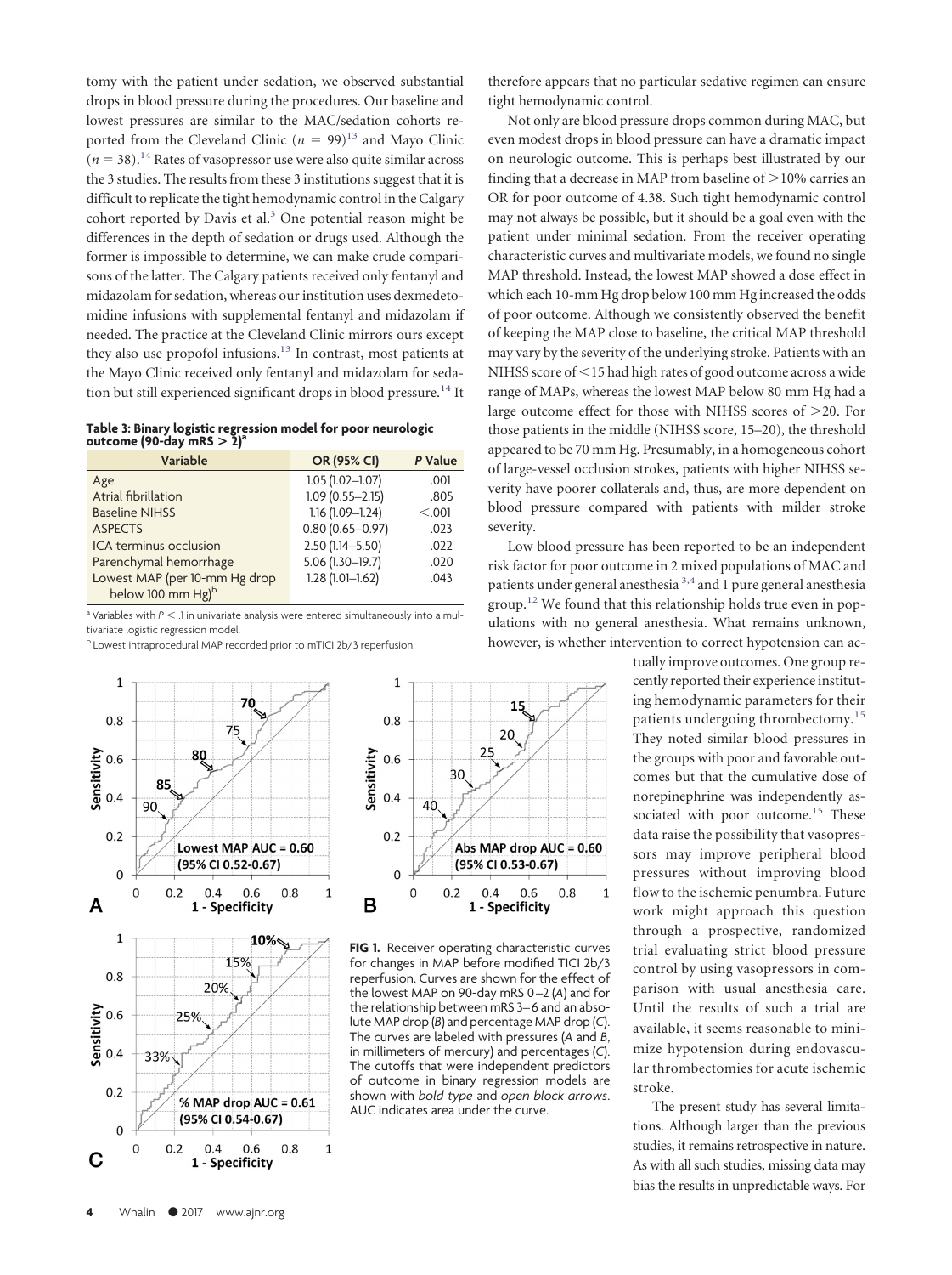tomy with the patient under sedation, we observed substantial drops in blood pressure during the procedures. Our baseline and lowest pressures are similar to the MAC/sedation cohorts reported from the Cleveland Clinic ($n = 99$)[13] and Mayo Clinic ($n = 38$).[14] Rates of vasopressor use were also quite similar across the 3 studies. The results from these 3 institutions suggest that it is difficult to replicate the tight hemodynamic control in the Calgary cohort reported by Davis et al.[3] One potential reason might be differences in the depth of sedation or drugs used. Although the former is impossible to determine, we can make crude comparisons of the latter. The Calgary patients received only fentanyl and midazolam for sedation, whereas our institution uses dexmedetomidine infusions with supplemental fentanyl and midazolam if needed. The practice at the Cleveland Clinic mirrors ours except they also use propofol infusions.[13] In contrast, most patients at the Mayo Clinic received only fentanyl and midazolam for sedation but still experienced significant drops in blood pressure.[14] It therefore appears that no particular sedative regimen can ensure tight hemodynamic control.

**Table 3: Binary logistic regression model for poor neurologic outcome (90-day mRS > 2)[a]**

| Variable | OR (95% CI) | P Value |
|---|---|---|
| Age | 1.05 (1.02–1.07) | .001 |
| Atrial fibrillation | 1.09 (0.55–2.15) | .805 |
| Baseline NIHSS | 1.16 (1.09–1.24) | <.001 |
| ASPECTS | 0.80 (0.65–0.97) | .023 |
| ICA terminus occlusion | 2.50 (1.14–5.50) | .022 |
| Parenchymal hemorrhage | 5.06 (1.30–19.7) | .020 |
| Lowest MAP (per 10-mm Hg drop below 100 mm Hg)[b] | 1.28 (1.01–1.62) | .043 |

[a] Variables with $P < .1$ in univariate analysis were entered simultaneously into a multivariate logistic regression model.

[b] Lowest intraprocedural MAP recorded prior to mTICI 2b/3 reperfusion.

**FIG 1.** Receiver operating characteristic curves for changes in MAP before modified TICI 2b/3 reperfusion. Curves are shown for the effect of the lowest MAP on 90-day mRS 0–2 (*A*) and for the relationship between mRS 3–6 and an absolute MAP drop (*B*) and percentage MAP drop (*C*). The curves are labeled with pressures (*A* and *B*, in millimeters of mercury) and percentages (*C*). The cutoffs that were independent predictors of outcome in binary regression models are shown with *bold type* and *open block arrows*. AUC indicates area under the curve.

Not only are blood pressure drops common during MAC, but even modest drops in blood pressure can have a dramatic impact on neurologic outcome. This is perhaps best illustrated by our finding that a decrease in MAP from baseline of >10% carries an OR for poor outcome of 4.38. Such tight hemodynamic control may not always be possible, but it should be a goal even with the patient under minimal sedation. From the receiver operating characteristic curves and multivariate models, we found no single MAP threshold. Instead, the lowest MAP showed a dose effect in which each 10-mm Hg drop below 100 mm Hg increased the odds of poor outcome. Although we consistently observed the benefit of keeping the MAP close to baseline, the critical MAP threshold may vary by the severity of the underlying stroke. Patients with an NIHSS score of <15 had high rates of good outcome across a wide range of MAPs, whereas the lowest MAP below 80 mm Hg had a large outcome effect for those with NIHSS scores of >20. For those patients in the middle (NIHSS score, 15–20), the threshold appeared to be 70 mm Hg. Presumably, in a homogeneous cohort of large-vessel occlusion strokes, patients with higher NIHSS severity have poorer collaterals and, thus, are more dependent on blood pressure compared with patients with milder stroke severity.

Low blood pressure has been reported to be an independent risk factor for poor outcome in 2 mixed populations of MAC and patients under general anesthesia[3,4] and 1 pure general anesthesia group.[12] We found that this relationship holds true even in populations with no general anesthesia. What remains unknown, however, is whether intervention to correct hypotension can actually improve outcomes. One group recently reported their experience instituting hemodynamic parameters for their patients undergoing thrombectomy.[15] They noted similar blood pressures in the groups with poor and favorable outcomes but that the cumulative dose of norepinephrine was independently associated with poor outcome.[15] These data raise the possibility that vasopressors may improve peripheral blood pressures without improving blood flow to the ischemic penumbra. Future work might approach this question through a prospective, randomized trial evaluating strict blood pressure control by using vasopressors in comparison with usual anesthesia care. Until the results of such a trial are available, it seems reasonable to minimize hypotension during endovascular thrombectomies for acute ischemic stroke.

The present study has several limitations. Although larger than the previous studies, it remains retrospective in nature. As with all such studies, missing data may bias the results in unpredictable ways. For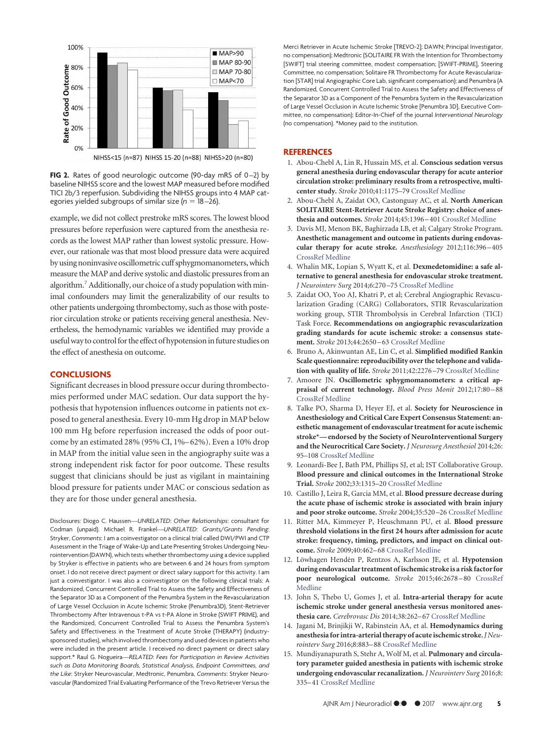100%
80%
60%
40%
20%
0%

Rate of Good Outcome

■ MAP>90
■ MAP 80-90
□ MAP 70-80
□ MAP<70

NIHSS<15 (n=87) NIHSS 15-20 (n=88) NIHSS>20 (n=80)

**FIG 2.** Rates of good neurologic outcome (90-day mRS of 0–2) by baseline NIHSS score and the lowest MAP measured before modified TICI 2b/3 reperfusion. Subdividing the NIHSS groups into 4 MAP categories yielded subgroups of similar size ($n$ = 18–26).

example, we did not collect prestroke mRS scores. The lowest blood pressures before reperfusion were captured from the anesthesia records as the lowest MAP rather than lowest systolic pressure. However, our rationale was that most blood pressure data were acquired by using noninvasive oscillometric cuff sphygmomanometers, which measure the MAP and derive systolic and diastolic pressures from an algorithm.[7] Additionally, our choice of a study population with minimal confounders may limit the generalizability of our results to other patients undergoing thrombectomy, such as those with posterior circulation stroke or patients receiving general anesthesia. Nevertheless, the hemodynamic variables we identified may provide a useful way to control for the effect of hypotension in future studies on the effect of anesthesia on outcome.

## CONCLUSIONS

Significant decreases in blood pressure occur during thrombectomies performed under MAC sedation. Our data support the hypothesis that hypotension influences outcome in patients not exposed to general anesthesia. Every 10-mm Hg drop in MAP below 100 mm Hg before reperfusion increased the odds of poor outcome by an estimated 28% (95% CI, 1%–62%). Even a 10% drop in MAP from the initial value seen in the angiography suite was a strong independent risk factor for poor outcome. These results suggest that clinicians should be just as vigilant in maintaining blood pressure for patients under MAC or conscious sedation as they are for those under general anesthesia.

Disclosures: Diogo C. Haussen—*UNRELATED*: *Other Relationships*: consultant for Codman (unpaid). Michael R. Frankel—*UNRELATED*: *Grants/Grants Pending*: Stryker, *Comments*: I am a coinvestigator on a clinical trial called DWI/PWI and CTP Assessment in the Triage of Wake-Up and Late Presenting Strokes Undergoing Neurointervention (DAWN), which tests whether thrombectomy using a device supplied by Stryker is effective in patients who are between 6 and 24 hours from symptom onset. I do not receive direct payment or direct salary support for this activity. I am just a coinvestigator. I was also a coinvestigator on the following clinical trials: A Randomized, Concurrent Controlled Trial to Assess the Safety and Effectiveness of the Separator 3D as a Component of the Penumbra System in the Revascularization of Large Vessel Occlusion in Acute Ischemic Stroke (Penumbra3D), Stent-Retriever Thrombectomy After Intravenous t-PA vs t-PA Alone in Stroke (SWIFT PRIME), and the Randomized, Concurrent Controlled Trial to Assess the Penumbra System's Safety and Effectiveness in the Treatment of Acute Stroke (THERAPY) (industry-sponsored studies), which involved thrombectomy and used devices in patients who were included in the present article. I received no direct payment or direct salary support.* Raul G. Nogueira—*RELATED*: *Fees for Participation in Review Activities such as Data Monitoring Boards, Statistical Analysis, Endpoint Committees, and the Like*: Stryker Neurovascular, Medtronic, Penumbra, *Comments*: Stryker Neurovascular (Randomized Trial Evaluating Performance of the Trevo Retriever Versus the Merci Retriever in Acute Ischemic Stroke [TREVO-2]; DAWN; Principal Investigator, no compensation); Medtronic (SOLITAIRE FR With the Intention for Thrombectomy [SWIFT] trial steering committee, modest compensation; [SWIFT-PRIME], Steering Committee, no compensation; Solitaire FR Thrombectomy for Acute Revascularization [STAR] trial Angiographic Core Lab, significant compensation); and Penumbra (A Randomized, Concurrent Controlled Trial to Assess the Safety and Effectiveness of the Separator 3D as a Component of the Penumbra System in the Revascularization of Large Vessel Occlusion in Acute Ischemic Stroke [Penumbra 3D], Executive Committee, no compensation); Editor-In-Chief of the journal *Interventional Neurology* (no compensation). *Money paid to the institution.

## REFERENCES

1. Abou-Chebl A, Lin R, Hussain MS, et al. **Conscious sedation versus general anesthesia during endovascular therapy for acute anterior circulation stroke: preliminary results from a retrospective, multicenter study.** *Stroke* 2010;41:1175–79 CrossRef Medline
2. Abou-Chebl A, Zaidat OO, Castonguay AC, et al. **North American SOLITAIRE Stent-Retriever Acute Stroke Registry: choice of anesthesia and outcomes.** *Stroke* 2014;45:1396–401 CrossRef Medline
3. Davis MJ, Menon BK, Baghirzada LB, et al; Calgary Stroke Program. **Anesthetic management and outcome in patients during endovascular therapy for acute stroke.** *Anesthesiology* 2012;116:396–405 CrossRef Medline
4. Whalin MK, Lopian S, Wyatt K, et al. **Dexmedetomidine: a safe alternative to general anesthesia for endovascular stroke treatment.** *J Neurointerv Surg* 2014;6:270–75 CrossRef Medline
5. Zaidat OO, Yoo AJ, Khatri P, et al; Cerebral Angiographic Revascularization Grading (CARG) Collaborators, STIR Revascularization working group, STIR Thrombolysis in Cerebral Infarction (TICI) Task Force. **Recommendations on angiographic revascularization grading standards for acute ischemic stroke: a consensus statement.** *Stroke* 2013;44:2650–63 CrossRef Medline
6. Bruno A, Akinwuntan AE, Lin C, et al. **Simplified modified Rankin Scale questionnaire: reproducibility over the telephone and validation with quality of life.** *Stroke* 2011;42:2276–79 CrossRef Medline
7. Amoore JN. **Oscillometric sphygmomanometers: a critical appraisal of current technology.** *Blood Press Monit* 2012;17:80–88 CrossRef Medline
8. Talke PO, Sharma D, Heyer EJ, et al. **Society for Neuroscience in Anesthesiology and Critical Care Expert Consensus Statement: anesthetic management of endovascular treatment for acute ischemic stroke*—endorsed by the Society of NeuroInterventional Surgery and the Neurocritical Care Society.** *J Neurosurg Anesthesiol* 2014;26:95–108 CrossRef Medline
9. Leonardi-Bee J, Bath PM, Phillips SJ, et al; IST Collaborative Group. **Blood pressure and clinical outcomes in the International Stroke Trial.** *Stroke* 2002;33:1315–20 CrossRef Medline
10. Castillo J, Leira R, Garcia MM, et al. **Blood pressure decrease during the acute phase of ischemic stroke is associated with brain injury and poor stroke outcome.** *Stroke* 2004;35:520–26 CrossRef Medline
11. Ritter MA, Kimmeyer P, Heuschmann PU, et al. **Blood pressure threshold violations in the first 24 hours after admission for acute stroke: frequency, timing, predictors, and impact on clinical outcome.** *Stroke* 2009;40:462–68 CrossRef Medline
12. Löwhagen Hendén P, Rentzos A, Karlsson JE, et al. **Hypotension during endovascular treatment of ischemic stroke is a risk factor for poor neurological outcome.** *Stroke* 2015;46:2678–80 CrossRef Medline
13. John S, Thebo U, Gomes J, et al. **Intra-arterial therapy for acute ischemic stroke under general anesthesia versus monitored anesthesia care.** *Cerebrovasc Dis* 2014;38:262–67 CrossRef Medline
14. Jagani M, Brinjikji W, Rabinstein AA, et al. **Hemodynamics during anesthesia for intra-arterial therapy of acute ischemic stroke.** *J Neurointerv Surg* 2016;8:883–88 CrossRef Medline
15. Mundiyanapurath S, Stehr A, Wolf M, et al. **Pulmonary and circulatory parameter guided anesthesia in patients with ischemic stroke undergoing endovascular recanalization.** *J Neurointerv Surg* 2016;8:335–41 CrossRef Medline